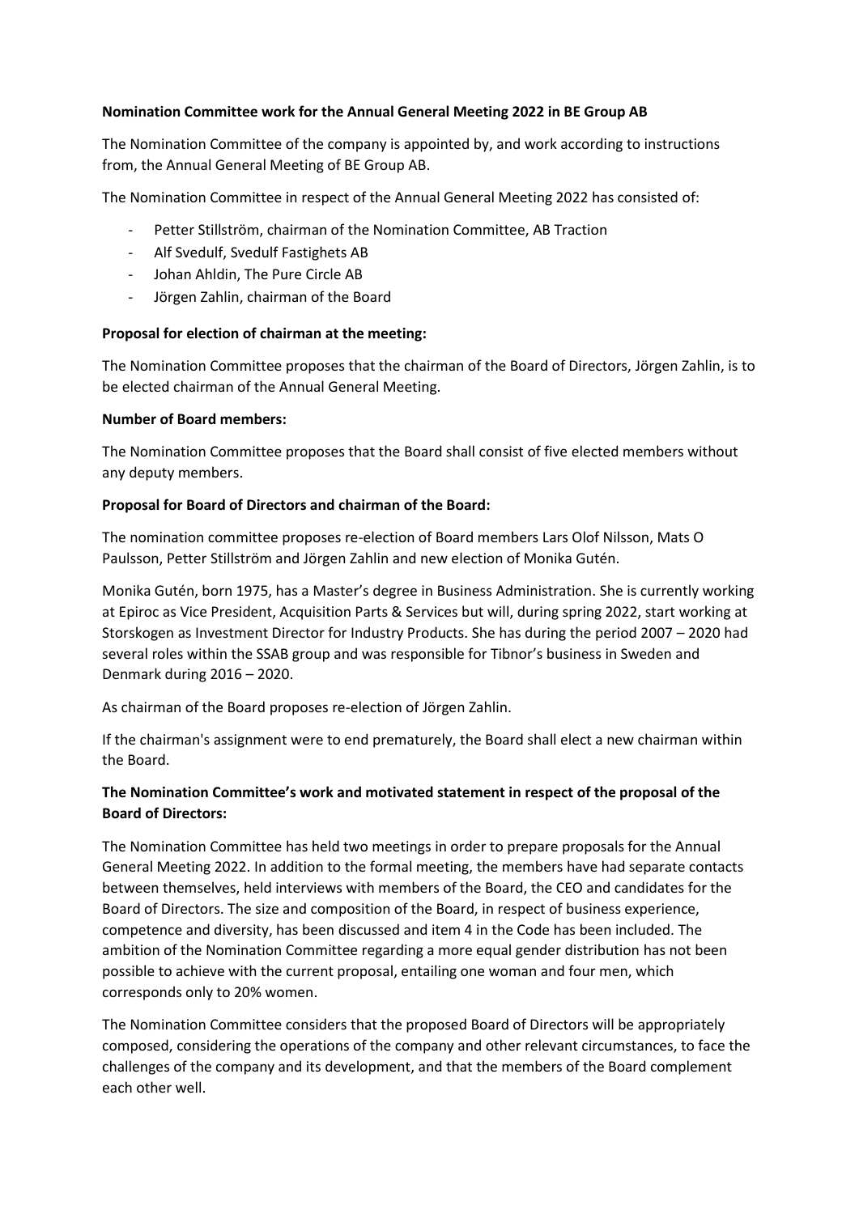**Nomination Committee work for the Annual General Meeting 2022 in BE Group AB**

The Nomination Committee of the company is appointed by, and work according to instructions from, the Annual General Meeting of BE Group AB.

The Nomination Committee in respect of the Annual General Meeting 2022 has consisted of:

- Petter Stillström, chairman of the Nomination Committee, AB Traction
- Alf Svedulf, Svedulf Fastighets AB
- Johan Ahldin, The Pure Circle AB
- Jörgen Zahlin, chairman of the Board

**Proposal for election of chairman at the meeting:**

The Nomination Committee proposes that the chairman of the Board of Directors, Jörgen Zahlin, is to be elected chairman of the Annual General Meeting.

**Number of Board members:**

The Nomination Committee proposes that the Board shall consist of five elected members without any deputy members.

**Proposal for Board of Directors and chairman of the Board:**

The nomination committee proposes re-election of Board members Lars Olof Nilsson, Mats O Paulsson, Petter Stillström and Jörgen Zahlin and new election of Monika Gutén.

Monika Gutén, born 1975, has a Master's degree in Business Administration. She is currently working at Epiroc as Vice President, Acquisition Parts & Services but will, during spring 2022, start working at Storskogen as Investment Director for Industry Products. She has during the period 2007 – 2020 had several roles within the SSAB group and was responsible for Tibnor's business in Sweden and Denmark during 2016 – 2020.

As chairman of the Board proposes re-election of Jörgen Zahlin.

If the chairman's assignment were to end prematurely, the Board shall elect a new chairman within the Board.

**The Nomination Committee's work and motivated statement in respect of the proposal of the Board of Directors:**

The Nomination Committee has held two meetings in order to prepare proposals for the Annual General Meeting 2022. In addition to the formal meeting, the members have had separate contacts between themselves, held interviews with members of the Board, the CEO and candidates for the Board of Directors. The size and composition of the Board, in respect of business experience, competence and diversity, has been discussed and item 4 in the Code has been included. The ambition of the Nomination Committee regarding a more equal gender distribution has not been possible to achieve with the current proposal, entailing one woman and four men, which corresponds only to 20% women.

The Nomination Committee considers that the proposed Board of Directors will be appropriately composed, considering the operations of the company and other relevant circumstances, to face the challenges of the company and its development, and that the members of the Board complement each other well.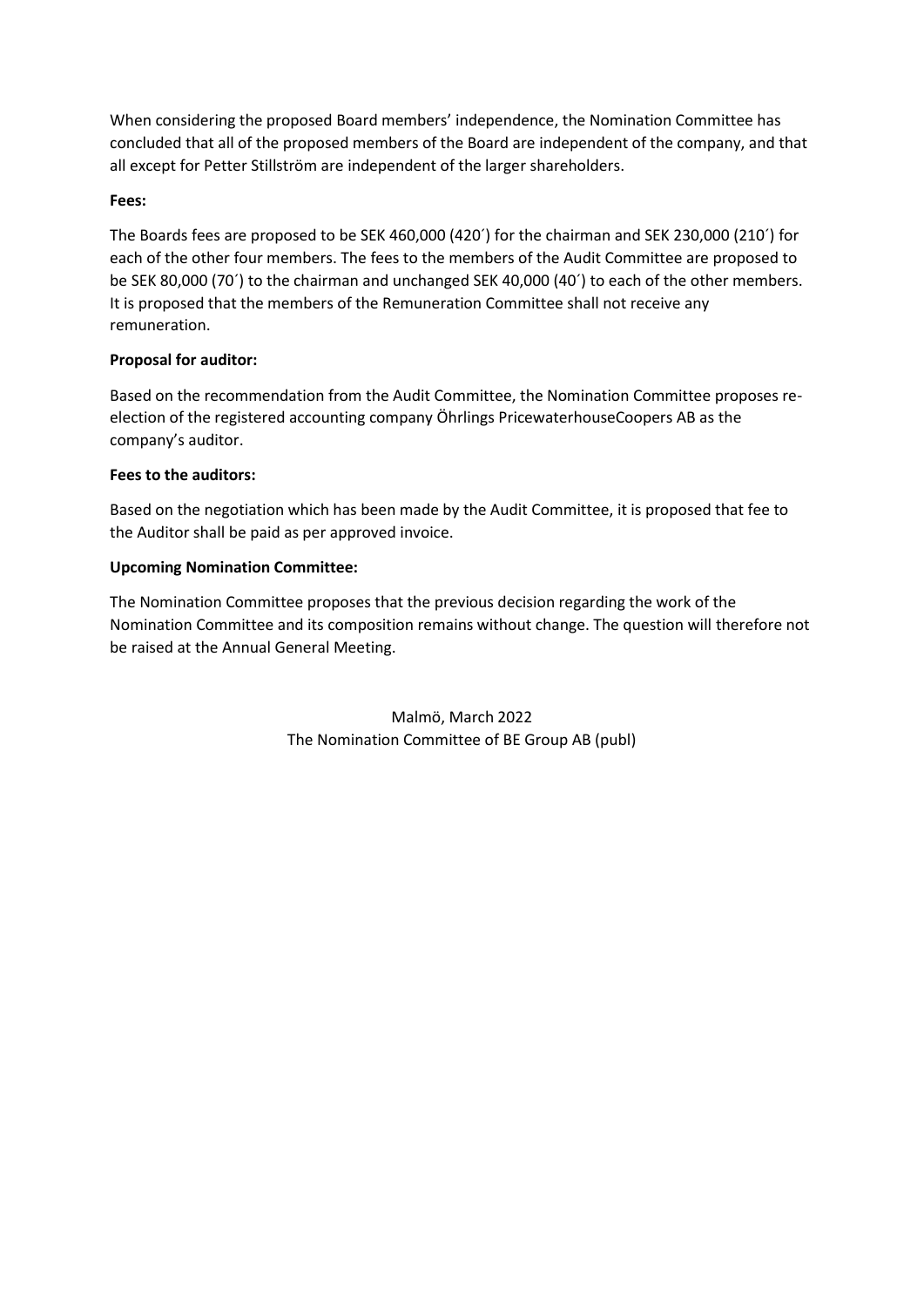When considering the proposed Board members' independence, the Nomination Committee has concluded that all of the proposed members of the Board are independent of the company, and that all except for Petter Stillström are independent of the larger shareholders.

**Fees:**

The Boards fees are proposed to be SEK 460,000 (420´) for the chairman and SEK 230,000 (210´) for each of the other four members. The fees to the members of the Audit Committee are proposed to be SEK 80,000 (70´) to the chairman and unchanged SEK 40,000 (40´) to each of the other members. It is proposed that the members of the Remuneration Committee shall not receive any remuneration.

**Proposal for auditor:**

Based on the recommendation from the Audit Committee, the Nomination Committee proposes re-election of the registered accounting company Öhrlings PricewaterhouseCoopers AB as the company's auditor.

**Fees to the auditors:**

Based on the negotiation which has been made by the Audit Committee, it is proposed that fee to the Auditor shall be paid as per approved invoice.

**Upcoming Nomination Committee:**

The Nomination Committee proposes that the previous decision regarding the work of the Nomination Committee and its composition remains without change. The question will therefore not be raised at the Annual General Meeting.

Malmö, March 2022
The Nomination Committee of BE Group AB (publ)